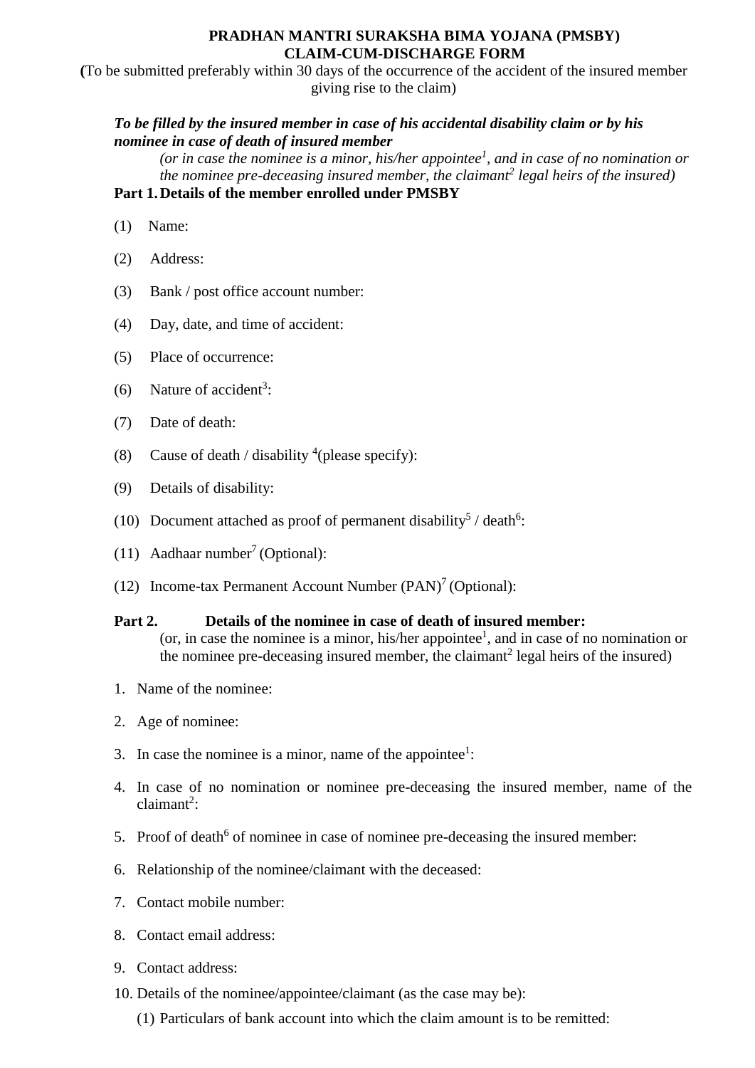# PRADHAN MANTRI SURAKSHA BIMA YOJANA (PMSBY)
# CLAIM-CUM-DISCHARGE FORM

(To be submitted preferably within 30 days of the occurrence of the accident of the insured member giving rise to the claim)

***To be filled by the insured member in case of his accidental disability claim or by his nominee in case of death of insured member***

*(or in case the nominee is a minor, his/her appointee[1], and in case of no nomination or the nominee pre-deceasing insured member, the claimant[2] legal heirs of the insured)*

**Part 1. Details of the member enrolled under PMSBY**

(1) Name:

(2) Address:

(3) Bank / post office account number:

(4) Day, date, and time of accident:

(5) Place of occurrence:

(6) Nature of accident[3]:

(7) Date of death:

(8) Cause of death / disability [4](please specify):

(9) Details of disability:

(10) Document attached as proof of permanent disability[5] / death[6]:

(11) Aadhaar number[7] (Optional):

(12) Income-tax Permanent Account Number (PAN)[7] (Optional):

**Part 2. Details of the nominee in case of death of insured member:**

(or, in case the nominee is a minor, his/her appointee[1], and in case of no nomination or the nominee pre-deceasing insured member, the claimant[2] legal heirs of the insured)

1. Name of the nominee:
2. Age of nominee:
3. In case the nominee is a minor, name of the appointee[1]:
4. In case of no nomination or nominee pre-deceasing the insured member, name of the claimant[2]:
5. Proof of death[6] of nominee in case of nominee pre-deceasing the insured member:
6. Relationship of the nominee/claimant with the deceased:
7. Contact mobile number:
8. Contact email address:
9. Contact address:
10. Details of the nominee/appointee/claimant (as the case may be):

    (1) Particulars of bank account into which the claim amount is to be remitted: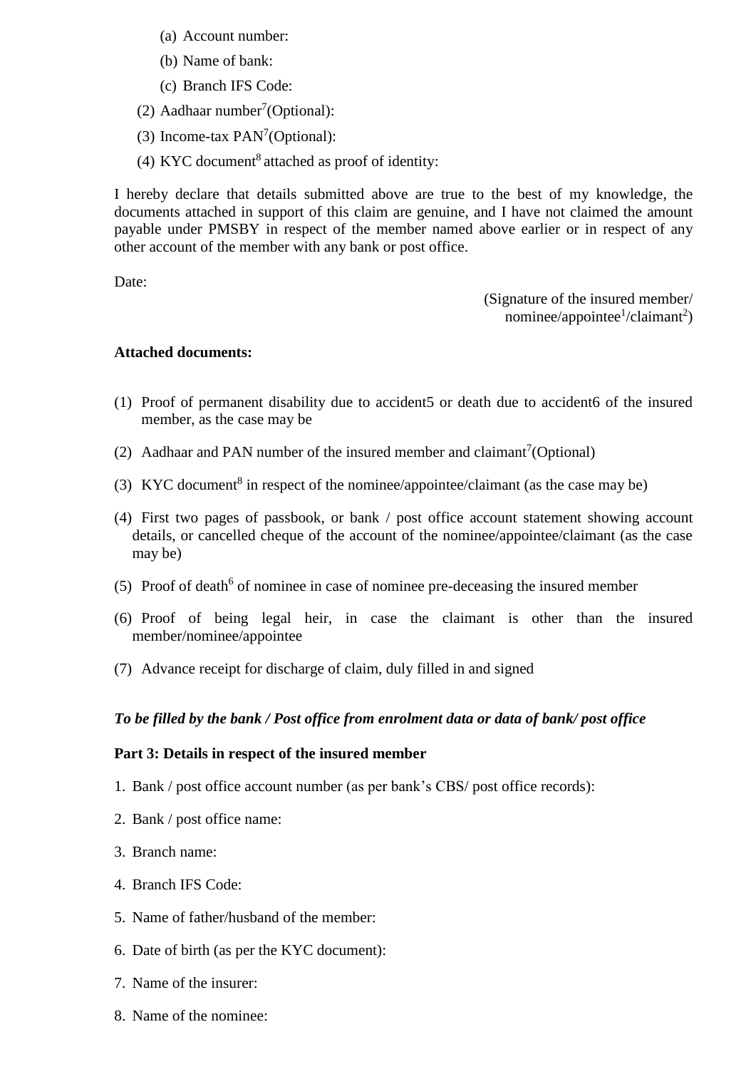(a) Account number:

   (b) Name of bank:

   (c) Branch IFS Code:

(2) Aadhaar number[7](Optional):

(3) Income-tax PAN[7](Optional):

(4) KYC document[8] attached as proof of identity:

I hereby declare that details submitted above are true to the best of my knowledge, the documents attached in support of this claim are genuine, and I have not claimed the amount payable under PMSBY in respect of the member named above earlier or in respect of any other account of the member with any bank or post office.

Date:

(Signature of the insured member/ nominee/appointee[1]/claimant[2])

**Attached documents:**

(1) Proof of permanent disability due to accident5 or death due to accident6 of the insured member, as the case may be

(2) Aadhaar and PAN number of the insured member and claimant[7](Optional)

(3) KYC document[8] in respect of the nominee/appointee/claimant (as the case may be)

(4) First two pages of passbook, or bank / post office account statement showing account details, or cancelled cheque of the account of the nominee/appointee/claimant (as the case may be)

(5) Proof of death[6] of nominee in case of nominee pre-deceasing the insured member

(6) Proof of being legal heir, in case the claimant is other than the insured member/nominee/appointee

(7) Advance receipt for discharge of claim, duly filled in and signed

***To be filled by the bank / Post office from enrolment data or data of bank/ post office***

**Part 3: Details in respect of the insured member**

1. Bank / post office account number (as per bank's CBS/ post office records):
2. Bank / post office name:
3. Branch name:
4. Branch IFS Code:
5. Name of father/husband of the member:
6. Date of birth (as per the KYC document):
7. Name of the insurer:
8. Name of the nominee: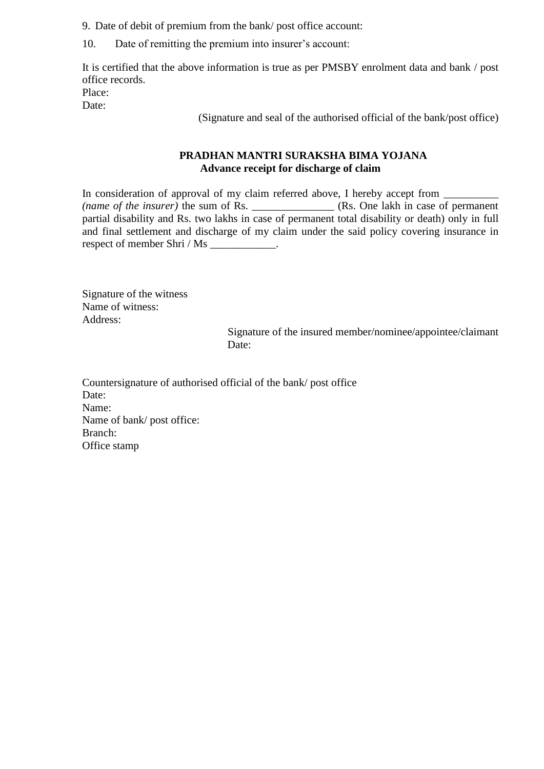9. Date of debit of premium from the bank/ post office account:

10. Date of remitting the premium into insurer's account:

It is certified that the above information is true as per PMSBY enrolment data and bank / post office records.
Place:
Date:

(Signature and seal of the authorised official of the bank/post office)

**PRADHAN MANTRI SURAKSHA BIMA YOJANA**
**Advance receipt for discharge of claim**

In consideration of approval of my claim referred above, I hereby accept from __________ *(name of the insurer)* the sum of Rs. _______________ (Rs. One lakh in case of permanent partial disability and Rs. two lakhs in case of permanent total disability or death) only in full and final settlement and discharge of my claim under the said policy covering insurance in respect of member Shri / Ms ____________.

Signature of the witness
Name of witness:
Address:

Signature of the insured member/nominee/appointee/claimant
Date:

Countersignature of authorised official of the bank/ post office
Date:
Name:
Name of bank/ post office:
Branch:
Office stamp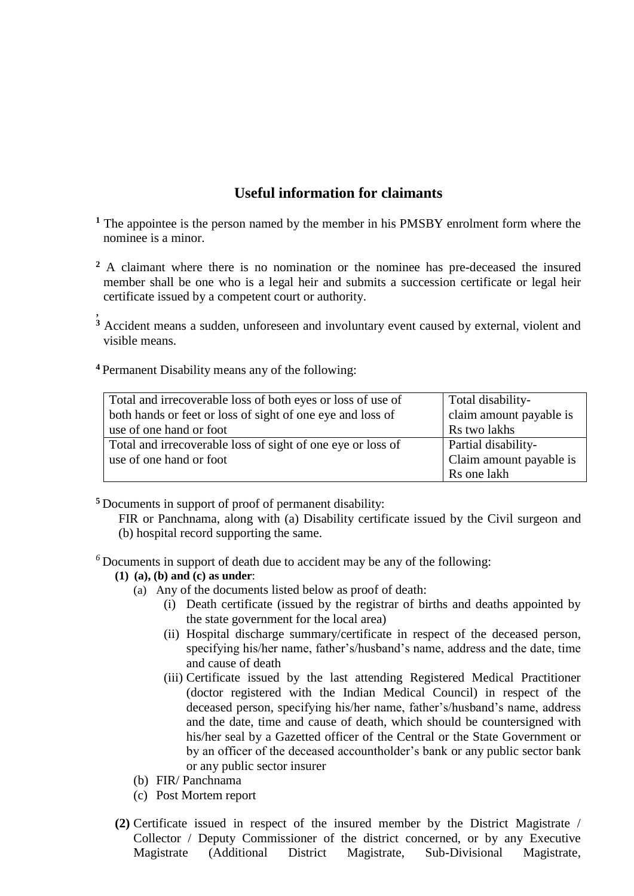## Useful information for claimants

[1] The appointee is the person named by the member in his PMSBY enrolment form where the nominee is a minor.

[2] A claimant where there is no nomination or the nominee has pre-deceased the insured member shall be one who is a legal heir and submits a succession certificate or legal heir certificate issued by a competent court or authority.

,
[3] Accident means a sudden, unforeseen and involuntary event caused by external, violent and visible means.

[4] Permanent Disability means any of the following:

| | |
|---|---|
| Total and irrecoverable loss of both eyes or loss of use of both hands or feet or loss of sight of one eye and loss of use of one hand or foot | Total disability- claim amount payable is Rs two lakhs |
| Total and irrecoverable loss of sight of one eye or loss of use of one hand or foot | Partial disability- Claim amount payable is Rs one lakh |

[5] Documents in support of proof of permanent disability:
FIR or Panchnama, along with (a) Disability certificate issued by the Civil surgeon and (b) hospital record supporting the same.

[6] Documents in support of death due to accident may be any of the following:

**(1) (a), (b) and (c) as under**:

(a) Any of the documents listed below as proof of death:
   - (i) Death certificate (issued by the registrar of births and deaths appointed by the state government for the local area)
   - (ii) Hospital discharge summary/certificate in respect of the deceased person, specifying his/her name, father's/husband's name, address and the date, time and cause of death
   - (iii) Certificate issued by the last attending Registered Medical Practitioner (doctor registered with the Indian Medical Council) in respect of the deceased person, specifying his/her name, father's/husband's name, address and the date, time and cause of death, which should be countersigned with his/her seal by a Gazetted officer of the Central or the State Government or by an officer of the deceased accountholder's bank or any public sector bank or any public sector insurer

(b) FIR/ Panchnama

(c) Post Mortem report

**(2)** Certificate issued in respect of the insured member by the District Magistrate / Collector / Deputy Commissioner of the district concerned, or by any Executive Magistrate (Additional District Magistrate, Sub-Divisional Magistrate,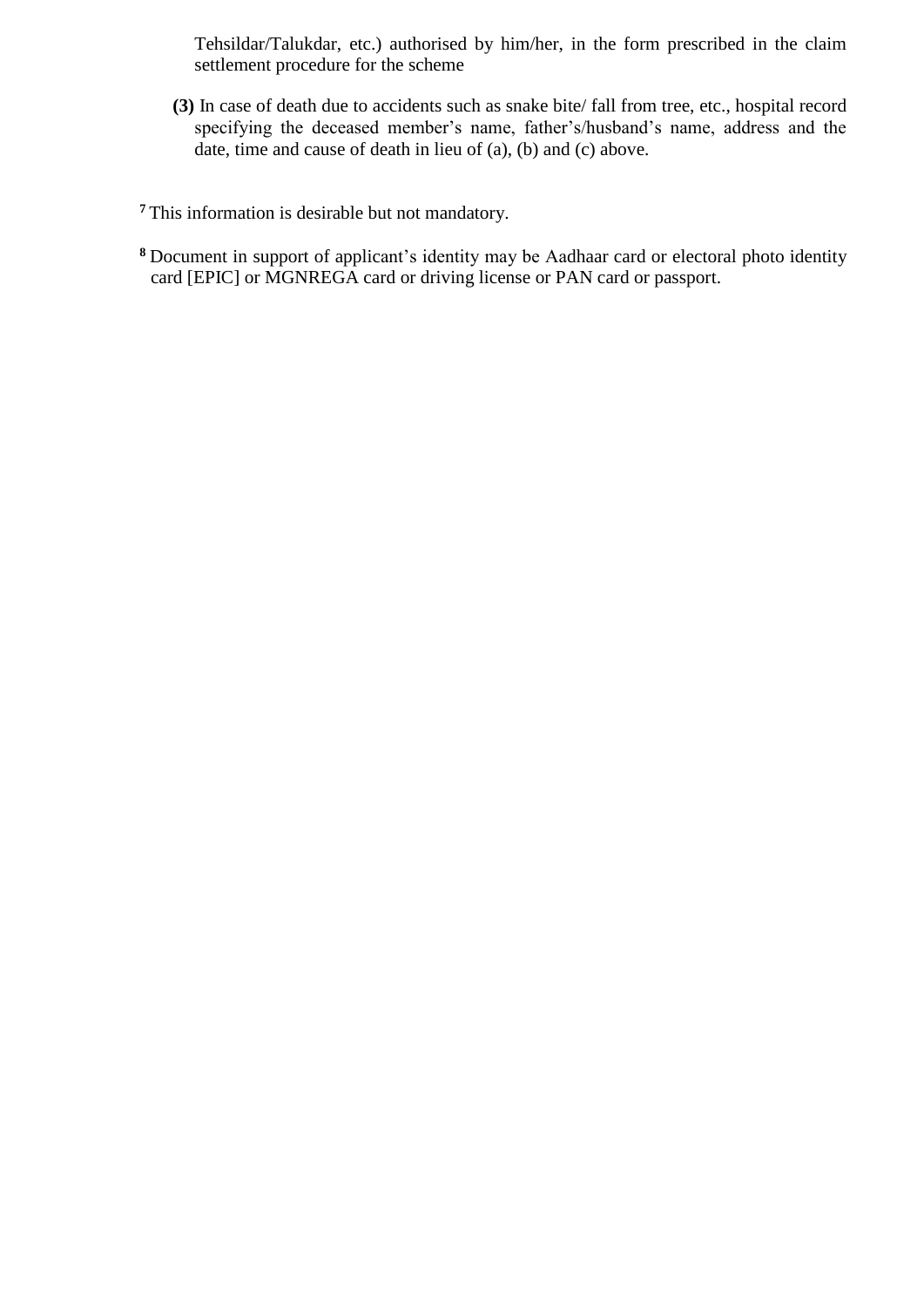Tehsildar/Talukdar, etc.) authorised by him/her, in the form prescribed in the claim settlement procedure for the scheme

**(3)** In case of death due to accidents such as snake bite/ fall from tree, etc., hospital record specifying the deceased member's name, father's/husband's name, address and the date, time and cause of death in lieu of (a), (b) and (c) above.

[7] This information is desirable but not mandatory.

[8] Document in support of applicant's identity may be Aadhaar card or electoral photo identity card [EPIC] or MGNREGA card or driving license or PAN card or passport.